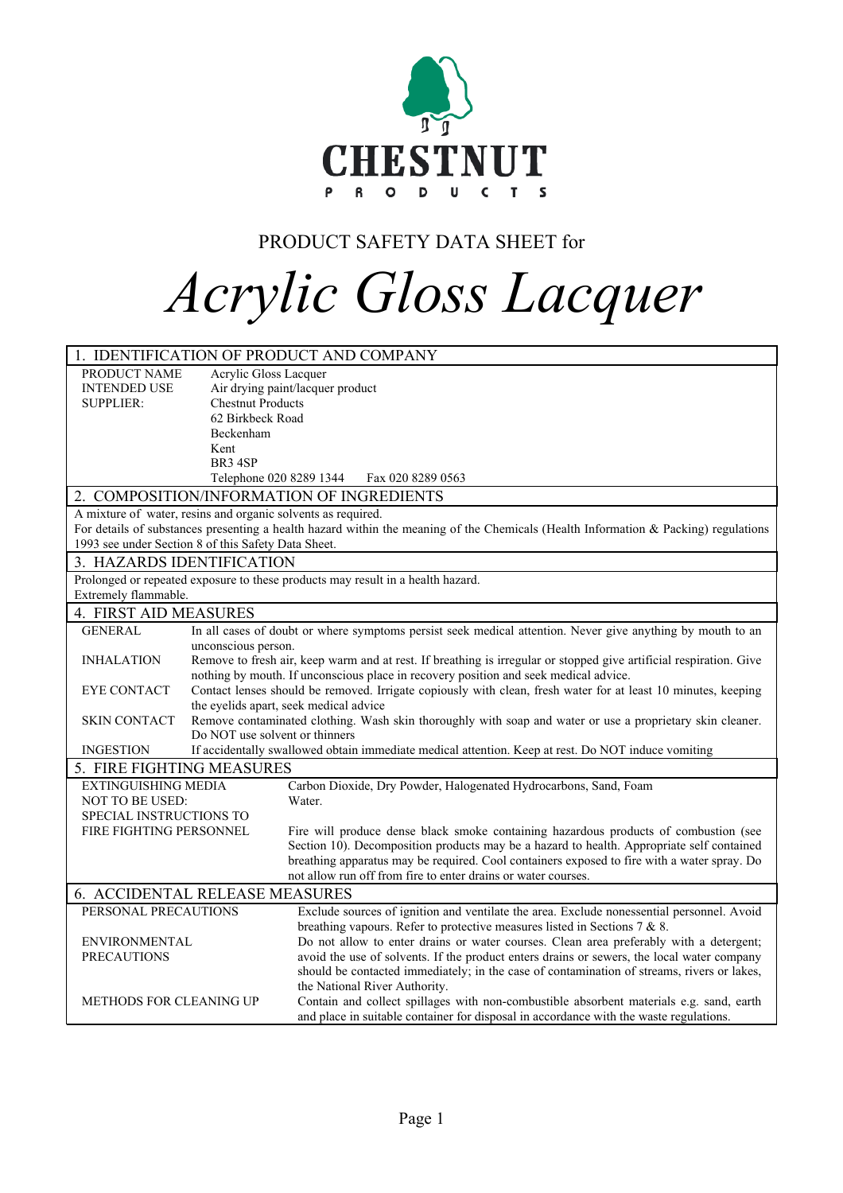CHESTNUT PRODUCTS

PRODUCT SAFETY DATA SHEET for

# *Acrylic Gloss Lacquer*

## 1. IDENTIFICATION OF PRODUCT AND COMPANY

| | |
|---|---|
| PRODUCT NAME | Acrylic Gloss Lacquer |
| INTENDED USE | Air drying paint/lacquer product |
| SUPPLIER: | Chestnut Products<br>62 Birkbeck Road<br>Beckenham<br>Kent<br>BR3 4SP<br>Telephone 020 8289 1344 Fax 020 8289 0563 |

## 2. COMPOSITION/INFORMATION OF INGREDIENTS

A mixture of water, resins and organic solvents as required.
For details of substances presenting a health hazard within the meaning of the Chemicals (Health Information & Packing) regulations 1993 see under Section 8 of this Safety Data Sheet.

## 3. HAZARDS IDENTIFICATION

Prolonged or repeated exposure to these products may result in a health hazard.
Extremely flammable.

## 4. FIRST AID MEASURES

| | |
|---|---|
| GENERAL | In all cases of doubt or where symptoms persist seek medical attention. Never give anything by mouth to an unconscious person. |
| INHALATION | Remove to fresh air, keep warm and at rest. If breathing is irregular or stopped give artificial respiration. Give nothing by mouth. If unconscious place in recovery position and seek medical advice. |
| EYE CONTACT | Contact lenses should be removed. Irrigate copiously with clean, fresh water for at least 10 minutes, keeping the eyelids apart, seek medical advice |
| SKIN CONTACT | Remove contaminated clothing. Wash skin thoroughly with soap and water or use a proprietary skin cleaner. Do NOT use solvent or thinners |
| INGESTION | If accidentally swallowed obtain immediate medical attention. Keep at rest. Do NOT induce vomiting |

## 5. FIRE FIGHTING MEASURES

| | |
|---|---|
| EXTINGUISHING MEDIA | Carbon Dioxide, Dry Powder, Halogenated Hydrocarbons, Sand, Foam |
| NOT TO BE USED: | Water. |
| SPECIAL INSTRUCTIONS TO FIRE FIGHTING PERSONNEL | Fire will produce dense black smoke containing hazardous products of combustion (see Section 10). Decomposition products may be a hazard to health. Appropriate self contained breathing apparatus may be required. Cool containers exposed to fire with a water spray. Do not allow run off from fire to enter drains or water courses. |

## 6. ACCIDENTAL RELEASE MEASURES

| | |
|---|---|
| PERSONAL PRECAUTIONS | Exclude sources of ignition and ventilate the area. Exclude nonessential personnel. Avoid breathing vapours. Refer to protective measures listed in Sections 7 & 8. |
| ENVIRONMENTAL PRECAUTIONS | Do not allow to enter drains or water courses. Clean area preferably with a detergent; avoid the use of solvents. If the product enters drains or sewers, the local water company should be contacted immediately; in the case of contamination of streams, rivers or lakes, the National River Authority. |
| METHODS FOR CLEANING UP | Contain and collect spillages with non-combustible absorbent materials e.g. sand, earth and place in suitable container for disposal in accordance with the waste regulations. |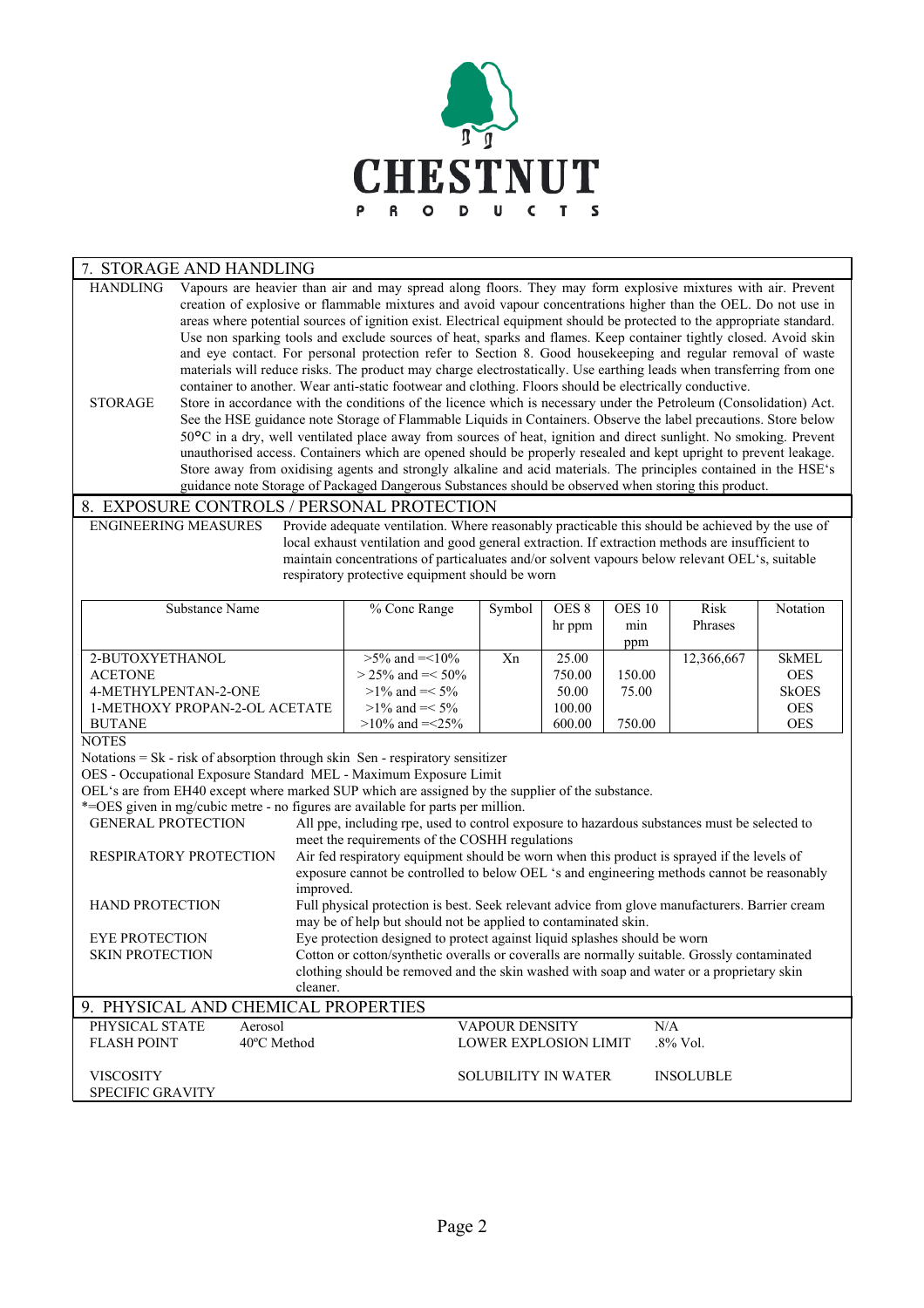CHESTNUT PRODUCTS

## 7. STORAGE AND HANDLING

**HANDLING** Vapours are heavier than air and may spread along floors. They may form explosive mixtures with air. Prevent creation of explosive or flammable mixtures and avoid vapour concentrations higher than the OEL. Do not use in areas where potential sources of ignition exist. Electrical equipment should be protected to the appropriate standard. Use non sparking tools and exclude sources of heat, sparks and flames. Keep container tightly closed. Avoid skin and eye contact. For personal protection refer to Section 8. Good housekeeping and regular removal of waste materials will reduce risks. The product may charge electrostatically. Use earthing leads when transferring from one container to another. Wear anti-static footwear and clothing. Floors should be electrically conductive.

**STORAGE** Store in accordance with the conditions of the licence which is necessary under the Petroleum (Consolidation) Act. See the HSE guidance note Storage of Flammable Liquids in Containers. Observe the label precautions. Store below 50°C in a dry, well ventilated place away from sources of heat, ignition and direct sunlight. No smoking. Prevent unauthorised access. Containers which are opened should be properly resealed and kept upright to prevent leakage. Store away from oxidising agents and strongly alkaline and acid materials. The principles contained in the HSE's guidance note Storage of Packaged Dangerous Substances should be observed when storing this product.

## 8. EXPOSURE CONTROLS / PERSONAL PROTECTION

**ENGINEERING MEASURES** Provide adequate ventilation. Where reasonably practicable this should be achieved by the use of local exhaust ventilation and good general extraction. If extraction methods are insufficient to maintain concentrations of particaluates and/or solvent vapours below relevant OEL's, suitable respiratory protective equipment should be worn

| Substance Name | % Conc Range | Symbol | OES 8 hr ppm | OES 10 min ppm | Risk Phrases | Notation |
|---|---|---|---|---|---|---|
| 2-BUTOXYETHANOL | >5% and =<10% | Xn | 25.00 | | 12,366,667 | SkMEL |
| ACETONE | > 25% and =< 50% | | 750.00 | 150.00 | | OES |
| 4-METHYLPENTAN-2-ONE | >1% and =< 5% | | 50.00 | 75.00 | | SkOES |
| 1-METHOXY PROPAN-2-OL ACETATE | >1% and =< 5% | | 100.00 | | | OES |
| BUTANE | >10% and =<25% | | 600.00 | 750.00 | | OES |

NOTES

Notations = Sk - risk of absorption through skin Sen - respiratory sensitizer

OES - Occupational Exposure Standard MEL - Maximum Exposure Limit

OEL's are from EH40 except where marked SUP which are assigned by the supplier of the substance.

*=OES given in mg/cubic metre - no figures are available for parts per million.

**GENERAL PROTECTION** All ppe, including rpe, used to control exposure to hazardous substances must be selected to meet the requirements of the COSHH regulations

**RESPIRATORY PROTECTION** Air fed respiratory equipment should be worn when this product is sprayed if the levels of exposure cannot be controlled to below OEL 's and engineering methods cannot be reasonably improved.

**HAND PROTECTION** Full physical protection is best. Seek relevant advice from glove manufacturers. Barrier cream may be of help but should not be applied to contaminated skin.

**EYE PROTECTION** Eye protection designed to protect against liquid splashes should be worn

**SKIN PROTECTION** Cotton or cotton/synthetic overalls or coveralls are normally suitable. Grossly contaminated clothing should be removed and the skin washed with soap and water or a proprietary skin cleaner.

## 9. PHYSICAL AND CHEMICAL PROPERTIES

| | | | |
|---|---|---|---|
| PHYSICAL STATE | Aerosol | VAPOUR DENSITY | N/A |
| FLASH POINT | 40ºC Method | LOWER EXPLOSION LIMIT | .8% Vol. |
| VISCOSITY | | SOLUBILITY IN WATER | INSOLUBLE |
| SPECIFIC GRAVITY | | | |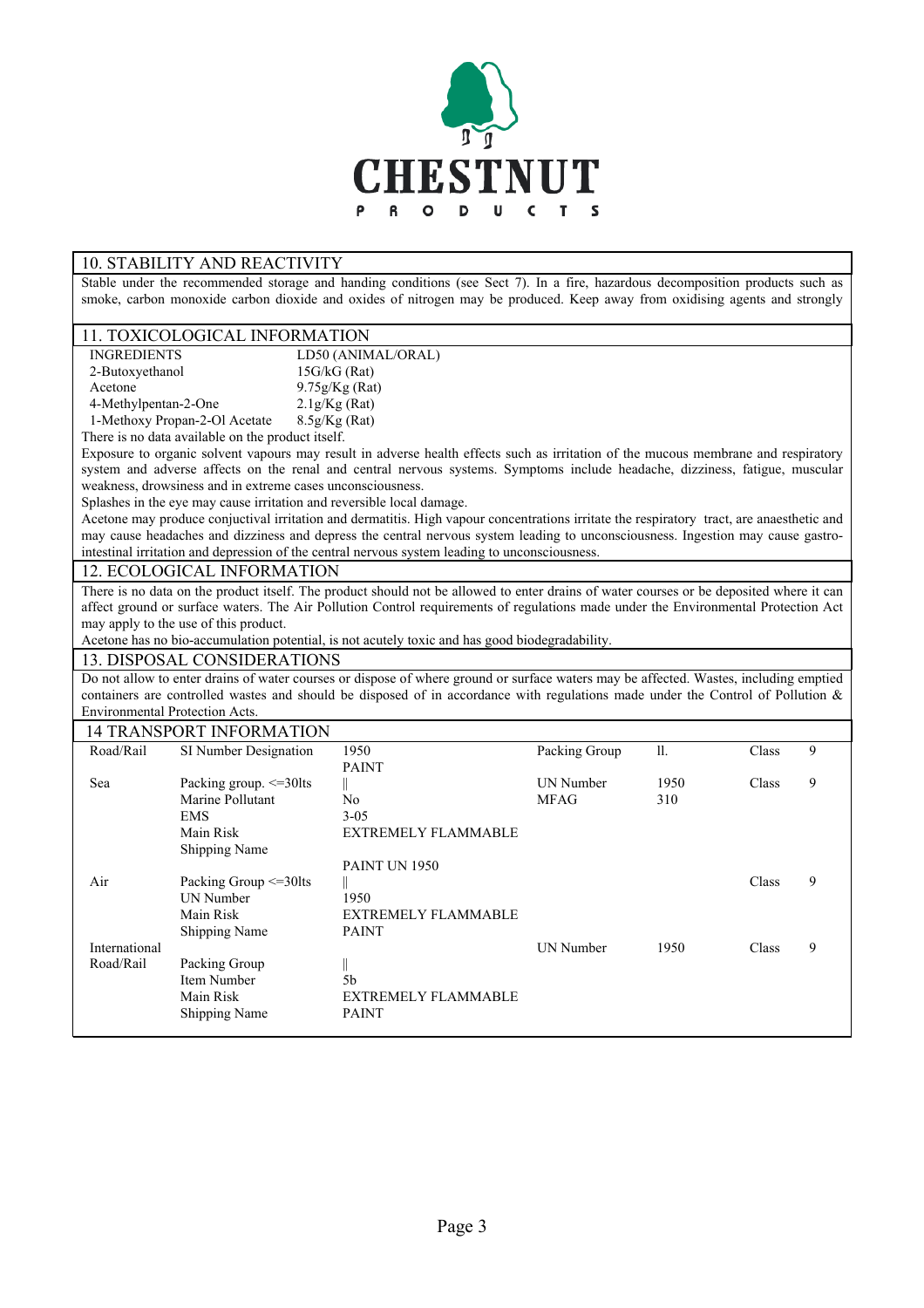**CHESTNUT PRODUCTS**

## 10. STABILITY AND REACTIVITY

Stable under the recommended storage and handing conditions (see Sect 7). In a fire, hazardous decomposition products such as smoke, carbon monoxide carbon dioxide and oxides of nitrogen may be produced. Keep away from oxidising agents and strongly

## 11. TOXICOLOGICAL INFORMATION

| INGREDIENTS | LD50 (ANIMAL/ORAL) |
|---|---|
| 2-Butoxyethanol | 15G/kG (Rat) |
| Acetone | 9.75g/Kg (Rat) |
| 4-Methylpentan-2-One | 2.1g/Kg (Rat) |
| 1-Methoxy Propan-2-Ol Acetate | 8.5g/Kg (Rat) |

There is no data available on the product itself.

Exposure to organic solvent vapours may result in adverse health effects such as irritation of the mucous membrane and respiratory system and adverse affects on the renal and central nervous systems. Symptoms include headache, dizziness, fatigue, muscular weakness, drowsiness and in extreme cases unconsciousness.

Splashes in the eye may cause irritation and reversible local damage.

Acetone may produce conjuctival irritation and dermatitis. High vapour concentrations irritate the respiratory tract, are anaesthetic and may cause headaches and dizziness and depress the central nervous system leading to unconsciousness. Ingestion may cause gastro-intestinal irritation and depression of the central nervous system leading to unconsciousness.

## 12. ECOLOGICAL INFORMATION

There is no data on the product itself. The product should not be allowed to enter drains of water courses or be deposited where it can affect ground or surface waters. The Air Pollution Control requirements of regulations made under the Environmental Protection Act may apply to the use of this product.

Acetone has no bio-accumulation potential, is not acutely toxic and has good biodegradability.

## 13. DISPOSAL CONSIDERATIONS

Do not allow to enter drains of water courses or dispose of where ground or surface waters may be affected. Wastes, including emptied containers are controlled wastes and should be disposed of in accordance with regulations made under the Control of Pollution & Environmental Protection Acts.

## 14 TRANSPORT INFORMATION

| | | | | | | |
|---|---|---|---|---|---|---|
| Road/Rail | SI Number Designation | 1950 PAINT | Packing Group | ll. | Class | 9 |
| Sea | Packing group. <=30lts | ‖ | UN Number | 1950 | Class | 9 |
| | Marine Pollutant | No | MFAG | 310 | | |
| | EMS | 3-05 | | | | |
| | Main Risk | EXTREMELY FLAMMABLE | | | | |
| | Shipping Name | PAINT UN 1950 | | | | |
| Air | Packing Group <=30lts | ‖ | | | Class | 9 |
| | UN Number | 1950 | | | | |
| | Main Risk | EXTREMELY FLAMMABLE | | | | |
| | Shipping Name | PAINT | | | | |
| International Road/Rail | | | UN Number | 1950 | Class | 9 |
| | Packing Group | ‖ | | | | |
| | Item Number | 5b | | | | |
| | Main Risk | EXTREMELY FLAMMABLE | | | | |
| | Shipping Name | PAINT | | | | |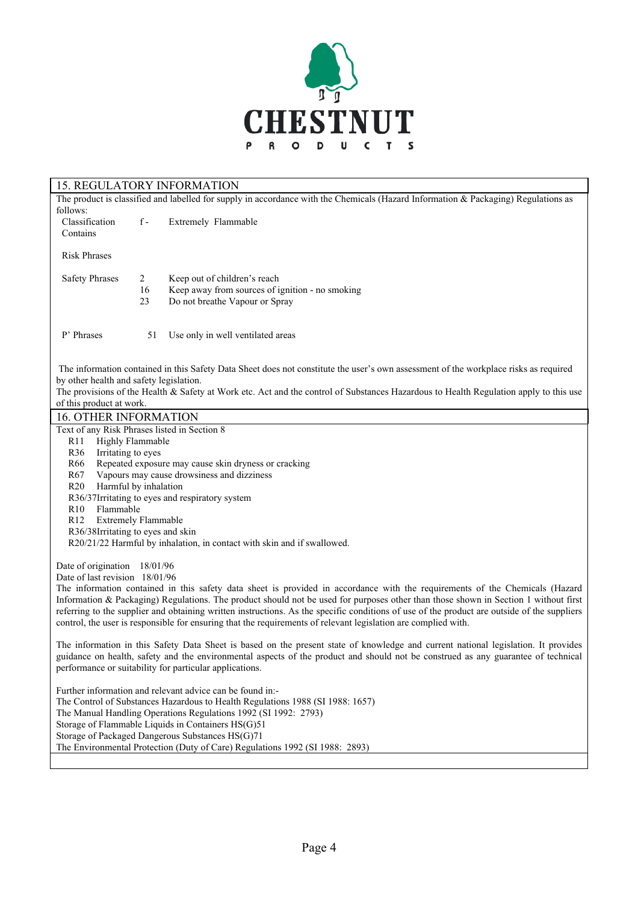CHESTNUT PRODUCTS

## 15. REGULATORY INFORMATION

The product is classified and labelled for supply in accordance with the Chemicals (Hazard Information & Packaging) Regulations as follows:

| | | |
|---|---|---|
| Classification | f - | Extremely Flammable |
| Contains | | |
| Risk Phrases | | |
| Safety Phrases | 2 | Keep out of children's reach |
| | 16 | Keep away from sources of ignition - no smoking |
| | 23 | Do not breathe Vapour or Spray |
| P' Phrases | 51 | Use only in well ventilated areas |

The information contained in this Safety Data Sheet does not constitute the user's own assessment of the workplace risks as required by other health and safety legislation.
The provisions of the Health & Safety at Work etc. Act and the control of Substances Hazardous to Health Regulation apply to this use of this product at work.

## 16. OTHER INFORMATION

Text of any Risk Phrases listed in Section 8

- R11 Highly Flammable
- R36 Irritating to eyes
- R66 Repeated exposure may cause skin dryness or cracking
- R67 Vapours may cause drowsiness and dizziness
- R20 Harmful by inhalation
- R36/37 Irritating to eyes and respiratory system
- R10 Flammable
- R12 Extremely Flammable
- R36/38 Irritating to eyes and skin
- R20/21/22 Harmful by inhalation, in contact with skin and if swallowed.

Date of origination 18/01/96
Date of last revision 18/01/96

The information contained in this safety data sheet is provided in accordance with the requirements of the Chemicals (Hazard Information & Packaging) Regulations. The product should not be used for purposes other than those shown in Section 1 without first referring to the supplier and obtaining written instructions. As the specific conditions of use of the product are outside of the suppliers control, the user is responsible for ensuring that the requirements of relevant legislation are complied with.

The information in this Safety Data Sheet is based on the present state of knowledge and current national legislation. It provides guidance on health, safety and the environmental aspects of the product and should not be construed as any guarantee of technical performance or suitability for particular applications.

Further information and relevant advice can be found in:-
The Control of Substances Hazardous to Health Regulations 1988 (SI 1988: 1657)
The Manual Handling Operations Regulations 1992 (SI 1992: 2793)
Storage of Flammable Liquids in Containers HS(G)51
Storage of Packaged Dangerous Substances HS(G)71
The Environmental Protection (Duty of Care) Regulations 1992 (SI 1988: 2893)